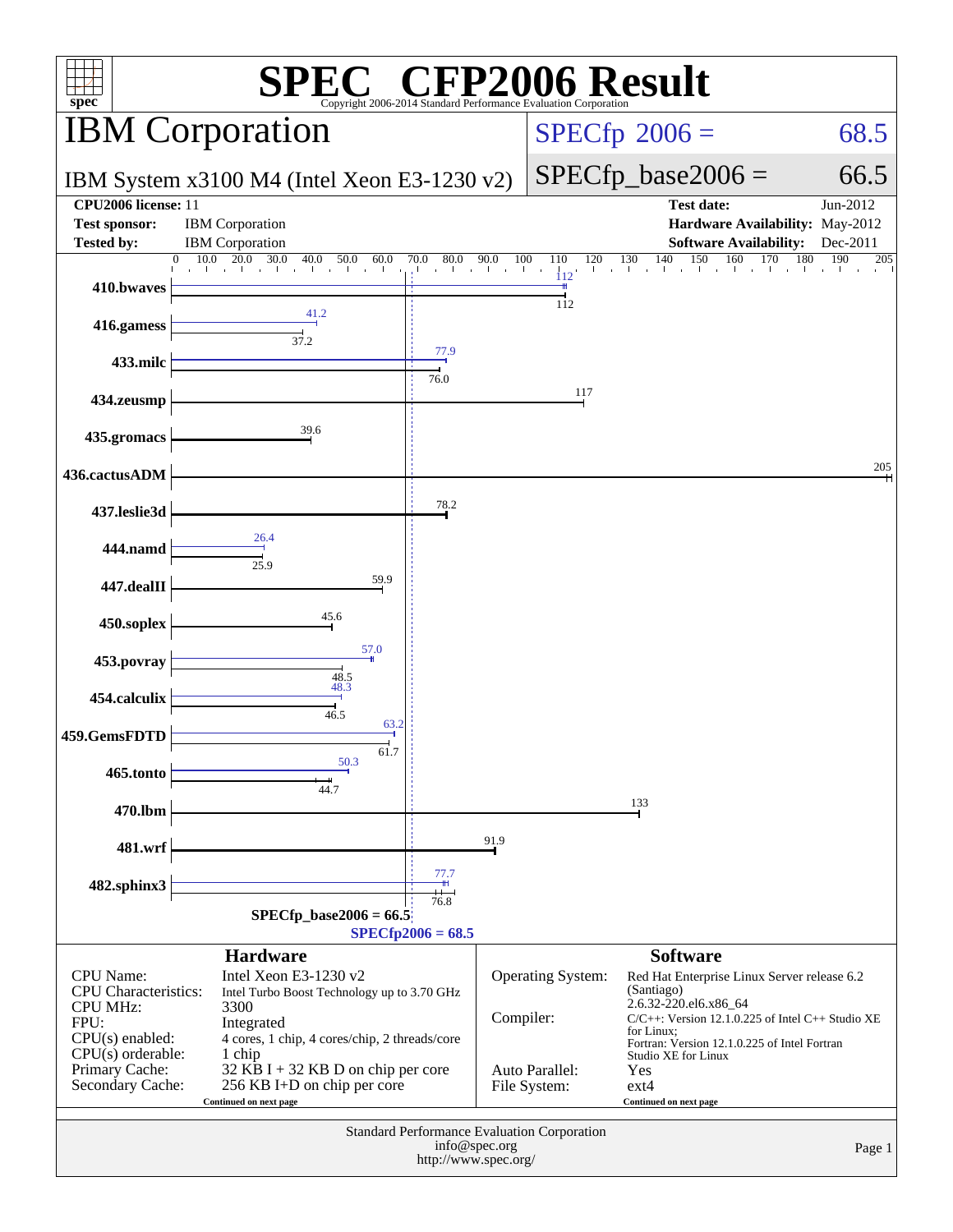# SPEC CFP2006 Result

Copyright 2006-2014 Standard Performance Evaluation Corporation

## IBM Corporation

IBM System x3100 M4 (Intel Xeon E3-1230 v2)

SPECfp 2006 = 68.5

SPECfp_base2006 = 66.5

| | | | |
|---|---|---|---|
| **CPU2006 license:** | 11 | **Test date:** | Jun-2012 |
| **Test sponsor:** | IBM Corporation | **Hardware Availability:** | May-2012 |
| **Tested by:** | IBM Corporation | **Software Availability:** | Dec-2011 |

| Benchmark | Peak | Base |
|---|---|---|
| 410.bwaves | 112 | 112 |
| 416.gamess | 41.2 | 37.2 |
| 433.milc | 77.9 | 76.0 |
| 434.zeusmp | | 117 |
| 435.gromacs | | 39.6 |
| 436.cactusADM | | 205 |
| 437.leslie3d | | 78.2 |
| 444.namd | 26.4 | 25.9 |
| 447.dealII | | 59.9 |
| 450.soplex | | 45.6 |
| 453.povray | 57.0 | 48.5 |
| 454.calculix | 48.3 | 46.5 |
| 459.GemsFDTD | 63.2 | 61.7 |
| 465.tonto | 50.3 | 44.7 |
| 470.lbm | | 133 |
| 481.wrf | | 91.9 |
| 482.sphinx3 | 77.7 | 76.8 |

SPECfp_base2006 = 66.5

SPECfp2006 = 68.5

### Hardware

| | |
|---|---|
| CPU Name: | Intel Xeon E3-1230 v2 |
| CPU Characteristics: | Intel Turbo Boost Technology up to 3.70 GHz |
| CPU MHz: | 3300 |
| FPU: | Integrated |
| CPU(s) enabled: | 4 cores, 1 chip, 4 cores/chip, 2 threads/core |
| CPU(s) orderable: | 1 chip |
| Primary Cache: | 32 KB I + 32 KB D on chip per core |
| Secondary Cache: | 256 KB I+D on chip per core |

Continued on next page

### Software

| | |
|---|---|
| Operating System: | Red Hat Enterprise Linux Server release 6.2 (Santiago) 2.6.32-220.el6.x86_64 |
| Compiler: | C/C++: Version 12.1.0.225 of Intel C++ Studio XE for Linux; Fortran: Version 12.1.0.225 of Intel Fortran Studio XE for Linux |
| Auto Parallel: | Yes |
| File System: | ext4 |

Continued on next page

Standard Performance Evaluation Corporation
info@spec.org
http://www.spec.org/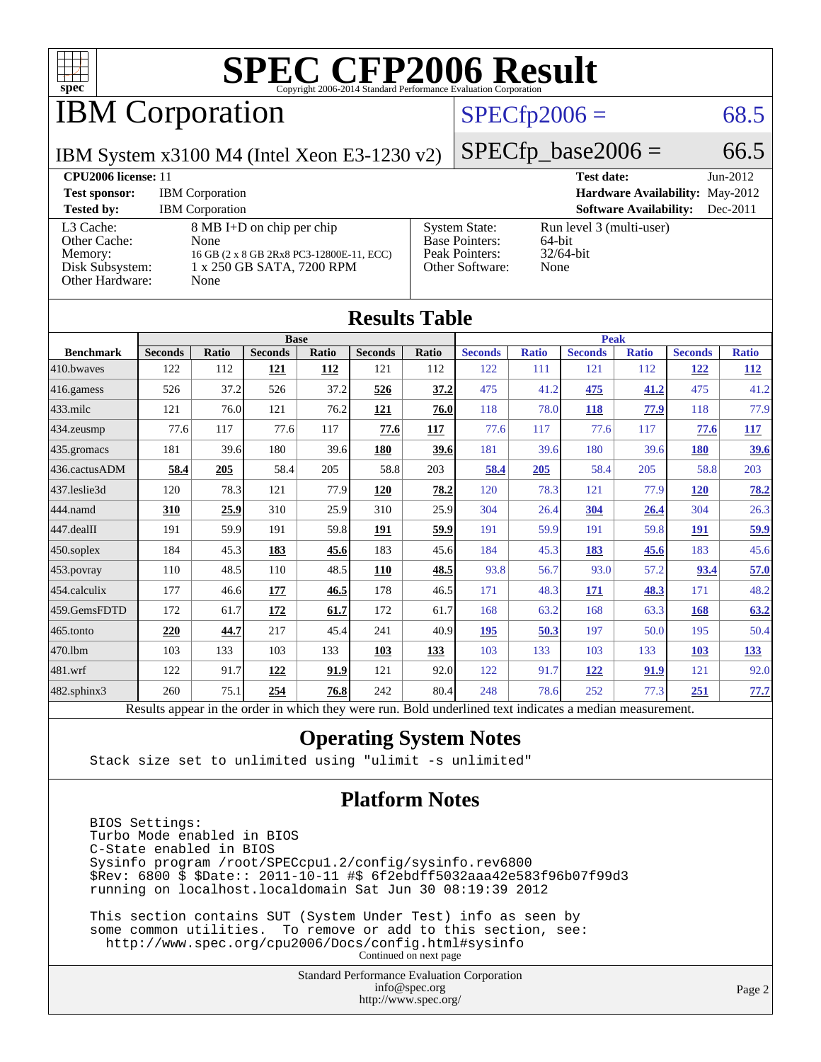# SPEC CFP2006 Result

Copyright 2006-2014 Standard Performance Evaluation Corporation

## IBM Corporation

IBM System x3100 M4 (Intel Xeon E3-1230 v2)

SPECfp2006 = 68.5

SPECfp_base2006 = 66.5

| | | | |
|---|---|---|---|
| **CPU2006 license:** 11 | | **Test date:** | Jun-2012 |
| **Test sponsor:** | IBM Corporation | **Hardware Availability:** | May-2012 |
| **Tested by:** | IBM Corporation | **Software Availability:** | Dec-2011 |

| | | | |
|---|---|---|---|
| L3 Cache: | 8 MB I+D on chip per chip | System State: | Run level 3 (multi-user) |
| Other Cache: | None | Base Pointers: | 64-bit |
| Memory: | 16 GB (2 x 8 GB 2Rx8 PC3-12800E-11, ECC) | Peak Pointers: | 32/64-bit |
| Disk Subsystem: | 1 x 250 GB SATA, 7200 RPM | Other Software: | None |
| Other Hardware: | None | | |

## Results Table

| Benchmark | Base | | | | | | Peak | | | | | |
|---|---|---|---|---|---|---|---|---|---|---|---|---|
| | Seconds | Ratio | Seconds | Ratio | Seconds | Ratio | Seconds | Ratio | Seconds | Ratio | Seconds | Ratio |
| 410.bwaves | 122 | 112 | **121** | **112** | 121 | 112 | 122 | 111 | 121 | 112 | **122** | **112** |
| 416.gamess | 526 | 37.2 | 526 | 37.2 | **526** | **37.2** | 475 | 41.2 | **475** | **41.2** | 475 | 41.2 |
| 433.milc | 121 | 76.0 | 121 | 76.2 | **121** | **76.0** | 118 | 78.0 | **118** | **77.9** | 118 | 77.9 |
| 434.zeusmp | 77.6 | 117 | 77.6 | 117 | **77.6** | **117** | 77.6 | 117 | 77.6 | 117 | **77.6** | **117** |
| 435.gromacs | 181 | 39.6 | 180 | 39.6 | **180** | **39.6** | 181 | 39.6 | 180 | 39.6 | **180** | **39.6** |
| 436.cactusADM | **58.4** | **205** | 58.4 | 205 | 58.8 | 203 | **58.4** | **205** | 58.4 | 205 | 58.8 | 203 |
| 437.leslie3d | 120 | 78.3 | 121 | 77.9 | **120** | **78.2** | 120 | 78.3 | 121 | 77.9 | **120** | **78.2** |
| 444.namd | **310** | **25.9** | 310 | 25.9 | 310 | 25.9 | 304 | 26.4 | **304** | **26.4** | 304 | 26.3 |
| 447.dealII | 191 | 59.9 | 191 | 59.8 | **191** | **59.9** | 191 | 59.9 | 191 | 59.8 | **191** | **59.9** |
| 450.soplex | 184 | 45.3 | **183** | **45.6** | 183 | 45.6 | 184 | 45.3 | **183** | **45.6** | 183 | 45.6 |
| 453.povray | 110 | 48.5 | 110 | 48.5 | **110** | **48.5** | 93.8 | 56.7 | 93.0 | 57.2 | **93.4** | **57.0** |
| 454.calculix | 177 | 46.6 | **177** | **46.5** | 178 | 46.5 | 171 | 48.3 | **171** | **48.3** | 171 | 48.2 |
| 459.GemsFDTD | 172 | 61.7 | **172** | **61.7** | 172 | 61.7 | 168 | 63.2 | 168 | 63.3 | **168** | **63.2** |
| 465.tonto | **220** | **44.7** | 217 | 45.4 | 241 | 40.9 | **195** | **50.3** | 197 | 50.0 | 195 | 50.4 |
| 470.lbm | 103 | 133 | 103 | 133 | **103** | **133** | 103 | 133 | 103 | 133 | **103** | **133** |
| 481.wrf | 122 | 91.7 | **122** | **91.9** | 121 | 92.0 | 122 | 91.7 | **122** | **91.9** | 121 | 92.0 |
| 482.sphinx3 | 260 | 75.1 | **254** | **76.8** | 242 | 80.4 | 248 | 78.6 | 252 | 77.3 | **251** | **77.7** |

Results appear in the order in which they were run. Bold underlined text indicates a median measurement.

## Operating System Notes

```
Stack size set to unlimited using "ulimit -s unlimited"
```

## Platform Notes

```
BIOS Settings:
Turbo Mode enabled in BIOS
C-State enabled in BIOS
Sysinfo program /root/SPECcpu1.2/config/sysinfo.rev6800
$Rev: 6800 $ $Date:: 2011-10-11 #$ 6f2ebdff5032aaa42e583f96b07f99d3
running on localhost.localdomain Sat Jun 30 08:19:39 2012

This section contains SUT (System Under Test) info as seen by
some common utilities.  To remove or add to this section, see:
  http://www.spec.org/cpu2006/Docs/config.html#sysinfo
```

Continued on next page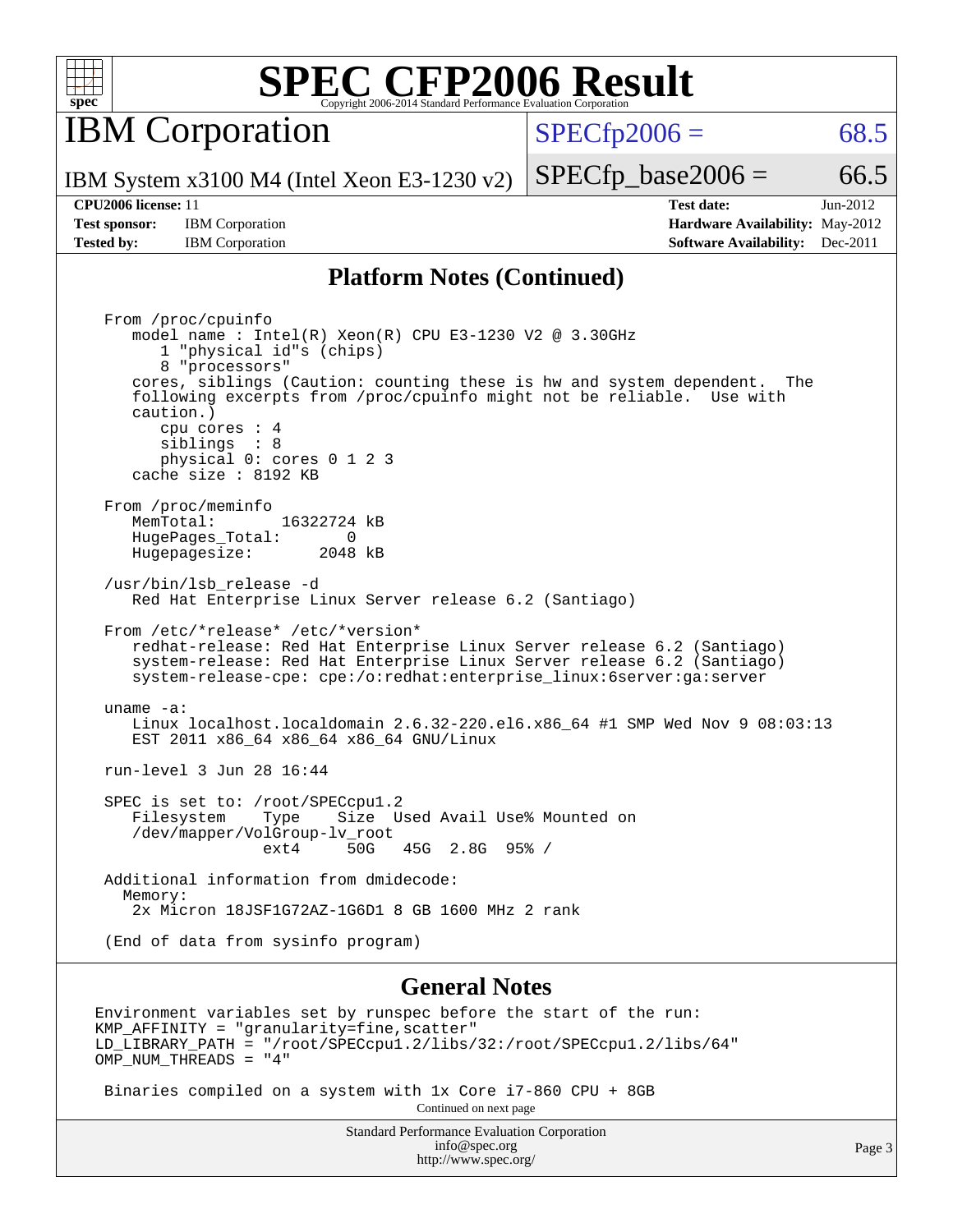# SPEC CFP2006 Result

Copyright 2006-2014 Standard Performance Evaluation Corporation

## IBM Corporation

IBM System x3100 M4 (Intel Xeon E3-1230 v2)

SPECfp2006 = 68.5

SPECfp_base2006 = 66.5

| | | | |
|---|---|---|---|
| **CPU2006 license:** 11 | | **Test date:** | Jun-2012 |
| **Test sponsor:** | IBM Corporation | **Hardware Availability:** | May-2012 |
| **Tested by:** | IBM Corporation | **Software Availability:** | Dec-2011 |

### Platform Notes (Continued)

```
From /proc/cpuinfo
   model name : Intel(R) Xeon(R) CPU E3-1230 V2 @ 3.30GHz
      1 "physical id"s (chips)
      8 "processors"
   cores, siblings (Caution: counting these is hw and system dependent.  The
   following excerpts from /proc/cpuinfo might not be reliable.  Use with
   caution.)
      cpu cores : 4
      siblings  : 8
      physical 0: cores 0 1 2 3
   cache size : 8192 KB

From /proc/meminfo
   MemTotal:       16322724 kB
   HugePages_Total:       0
   Hugepagesize:       2048 kB

/usr/bin/lsb_release -d
   Red Hat Enterprise Linux Server release 6.2 (Santiago)

From /etc/*release* /etc/*version*
   redhat-release: Red Hat Enterprise Linux Server release 6.2 (Santiago)
   system-release: Red Hat Enterprise Linux Server release 6.2 (Santiago)
   system-release-cpe: cpe:/o:redhat:enterprise_linux:6server:ga:server

uname -a:
   Linux localhost.localdomain 2.6.32-220.el6.x86_64 #1 SMP Wed Nov 9 08:03:13
   EST 2011 x86_64 x86_64 x86_64 GNU/Linux

run-level 3 Jun 28 16:44

SPEC is set to: /root/SPECcpu1.2
   Filesystem    Type    Size  Used Avail Use% Mounted on
   /dev/mapper/VolGroup-lv_root
                 ext4     50G   45G  2.8G  95% /

Additional information from dmidecode:
  Memory:
   2x Micron 18JSF1G72AZ-1G6D1 8 GB 1600 MHz 2 rank

(End of data from sysinfo program)
```

### General Notes

```
Environment variables set by runspec before the start of the run:
KMP_AFFINITY = "granularity=fine,scatter"
LD_LIBRARY_PATH = "/root/SPECcpu1.2/libs/32:/root/SPECcpu1.2/libs/64"
OMP_NUM_THREADS = "4"

 Binaries compiled on a system with 1x Core i7-860 CPU + 8GB
```

Continued on next page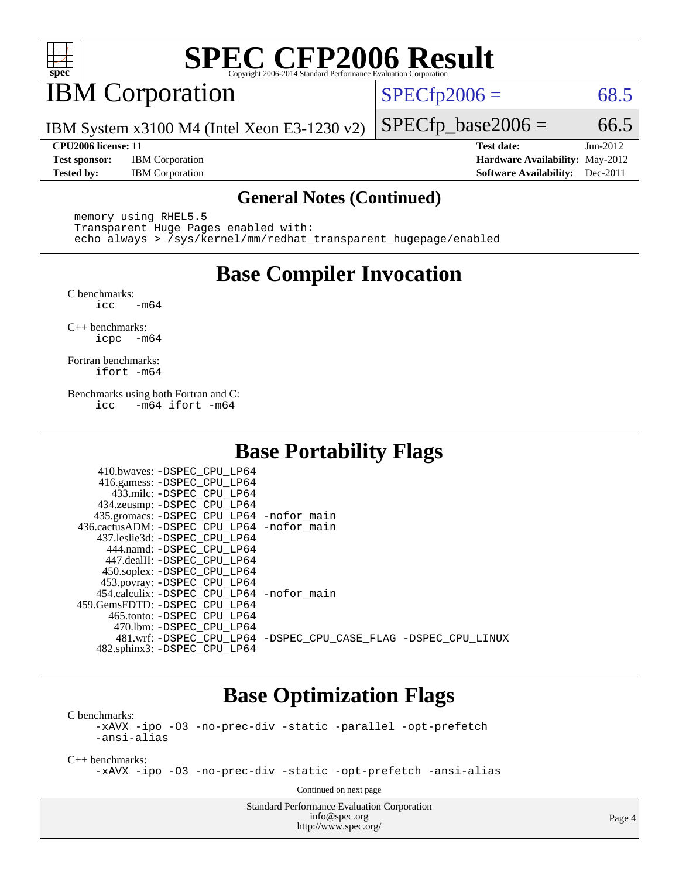# SPEC CFP2006 Result

Copyright 2006-2014 Standard Performance Evaluation Corporation

## IBM Corporation

IBM System x3100 M4 (Intel Xeon E3-1230 v2)

SPECfp2006 = 68.5

SPECfp_base2006 = 66.5

| | | | |
|---|---|---|---|
| **CPU2006 license:** | 11 | **Test date:** | Jun-2012 |
| **Test sponsor:** | IBM Corporation | **Hardware Availability:** | May-2012 |
| **Tested by:** | IBM Corporation | **Software Availability:** | Dec-2011 |

### General Notes (Continued)

```
memory using RHEL5.5
Transparent Huge Pages enabled with:
echo always > /sys/kernel/mm/redhat_transparent_hugepage/enabled
```

## Base Compiler Invocation

C benchmarks:
```
icc   -m64
```

C++ benchmarks:
```
icpc  -m64
```

Fortran benchmarks:
```
ifort -m64
```

Benchmarks using both Fortran and C:
```
icc   -m64 ifort -m64
```

## Base Portability Flags

```
     410.bwaves: -DSPEC_CPU_LP64
     416.gamess: -DSPEC_CPU_LP64
       433.milc: -DSPEC_CPU_LP64
     434.zeusmp: -DSPEC_CPU_LP64
    435.gromacs: -DSPEC_CPU_LP64 -nofor_main
 436.cactusADM: -DSPEC_CPU_LP64 -nofor_main
    437.leslie3d: -DSPEC_CPU_LP64
       444.namd: -DSPEC_CPU_LP64
     447.dealII: -DSPEC_CPU_LP64
     450.soplex: -DSPEC_CPU_LP64
     453.povray: -DSPEC_CPU_LP64
   454.calculix: -DSPEC_CPU_LP64 -nofor_main
  459.GemsFDTD: -DSPEC_CPU_LP64
      465.tonto: -DSPEC_CPU_LP64
        470.lbm: -DSPEC_CPU_LP64
        481.wrf: -DSPEC_CPU_LP64 -DSPEC_CPU_CASE_FLAG -DSPEC_CPU_LINUX
    482.sphinx3: -DSPEC_CPU_LP64
```

## Base Optimization Flags

C benchmarks:
```
-xAVX -ipo -O3 -no-prec-div -static -parallel -opt-prefetch
-ansi-alias
```

C++ benchmarks:
```
-xAVX -ipo -O3 -no-prec-div -static -opt-prefetch -ansi-alias
```

Continued on next page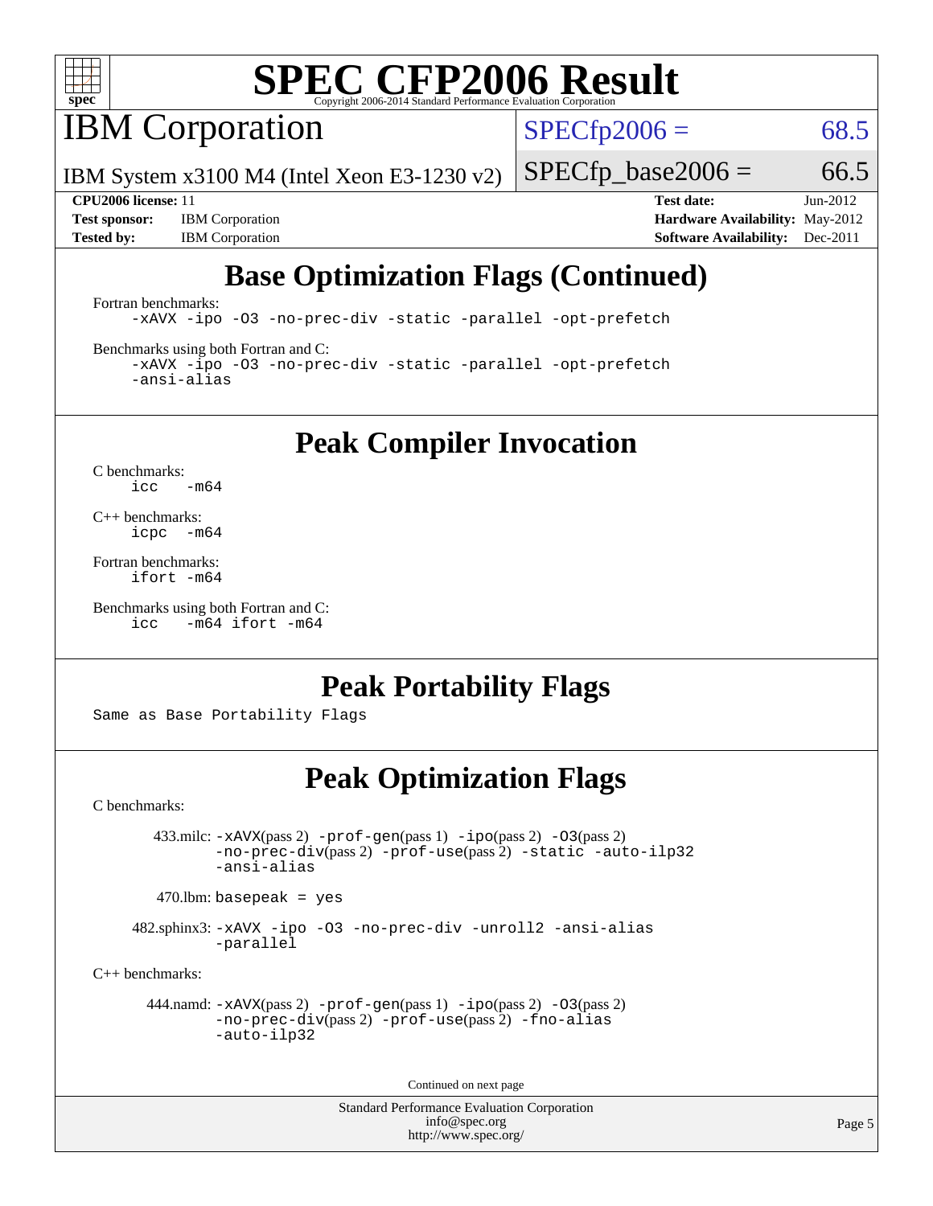## Base Optimization Flags (Continued)

Fortran benchmarks:
```
-xAVX -ipo -O3 -no-prec-div -static -parallel -opt-prefetch
```

Benchmarks using both Fortran and C:
```
-xAVX -ipo -O3 -no-prec-div -static -parallel -opt-prefetch
-ansi-alias
```

## Peak Compiler Invocation

C benchmarks:
```
icc   -m64
```

C++ benchmarks:
```
icpc  -m64
```

Fortran benchmarks:
```
ifort -m64
```

Benchmarks using both Fortran and C:
```
icc   -m64 ifort -m64
```

## Peak Portability Flags

Same as Base Portability Flags

## Peak Optimization Flags

C benchmarks:

433.milc: -xAVX(pass 2) -prof-gen(pass 1) -ipo(pass 2) -O3(pass 2) -no-prec-div(pass 2) -prof-use(pass 2) -static -auto-ilp32 -ansi-alias

470.lbm: basepeak = yes

482.sphinx3: -xAVX -ipo -O3 -no-prec-div -unroll2 -ansi-alias -parallel

C++ benchmarks:

444.namd: -xAVX(pass 2) -prof-gen(pass 1) -ipo(pass 2) -O3(pass 2) -no-prec-div(pass 2) -prof-use(pass 2) -fno-alias -auto-ilp32

Continued on next page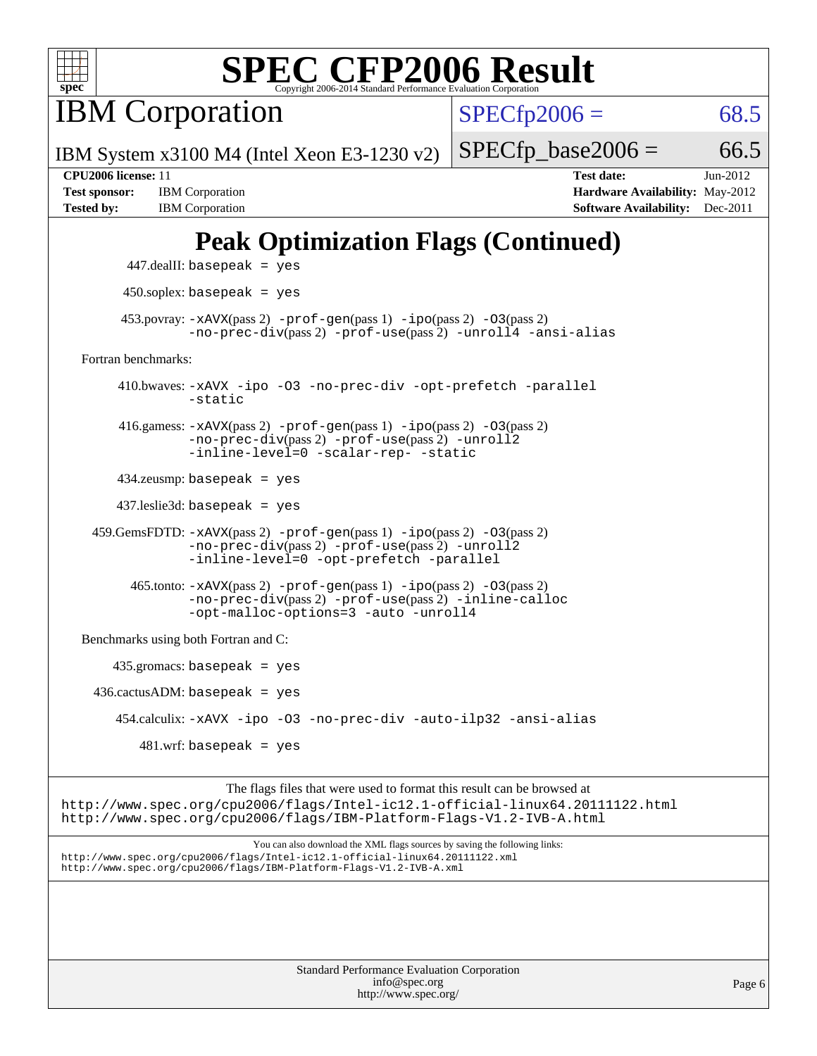# SPEC CFP2006 Result

Copyright 2006-2014 Standard Performance Evaluation Corporation

## IBM Corporation

IBM System x3100 M4 (Intel Xeon E3-1230 v2)

SPECfp2006 = 68.5

SPECfp_base2006 = 66.5

| | | | |
|---|---|---|---|
| **CPU2006 license:** | 11 | **Test date:** | Jun-2012 |
| **Test sponsor:** | IBM Corporation | **Hardware Availability:** | May-2012 |
| **Tested by:** | IBM Corporation | **Software Availability:** | Dec-2011 |

## Peak Optimization Flags (Continued)

447.dealII: `basepeak = yes`

450.soplex: `basepeak = yes`

453.povray: `-xAVX`(pass 2) `-prof-gen`(pass 1) `-ipo`(pass 2) `-O3`(pass 2) `-no-prec-div`(pass 2) `-prof-use`(pass 2) `-unroll4 -ansi-alias`

Fortran benchmarks:

410.bwaves: `-xAVX -ipo -O3 -no-prec-div -opt-prefetch -parallel -static`

416.gamess: `-xAVX`(pass 2) `-prof-gen`(pass 1) `-ipo`(pass 2) `-O3`(pass 2) `-no-prec-div`(pass 2) `-prof-use`(pass 2) `-unroll2 -inline-level=0 -scalar-rep- -static`

434.zeusmp: `basepeak = yes`

437.leslie3d: `basepeak = yes`

459.GemsFDTD: `-xAVX`(pass 2) `-prof-gen`(pass 1) `-ipo`(pass 2) `-O3`(pass 2) `-no-prec-div`(pass 2) `-prof-use`(pass 2) `-unroll2 -inline-level=0 -opt-prefetch -parallel`

465.tonto: `-xAVX`(pass 2) `-prof-gen`(pass 1) `-ipo`(pass 2) `-O3`(pass 2) `-no-prec-div`(pass 2) `-prof-use`(pass 2) `-inline-calloc -opt-malloc-options=3 -auto -unroll4`

Benchmarks using both Fortran and C:

435.gromacs: `basepeak = yes`

436.cactusADM: `basepeak = yes`

454.calculix: `-xAVX -ipo -O3 -no-prec-div -auto-ilp32 -ansi-alias`

481.wrf: `basepeak = yes`

The flags files that were used to format this result can be browsed at
http://www.spec.org/cpu2006/flags/Intel-ic12.1-official-linux64.20111122.html
http://www.spec.org/cpu2006/flags/IBM-Platform-Flags-V1.2-IVB-A.html

You can also download the XML flags sources by saving the following links:
http://www.spec.org/cpu2006/flags/Intel-ic12.1-official-linux64.20111122.xml
http://www.spec.org/cpu2006/flags/IBM-Platform-Flags-V1.2-IVB-A.xml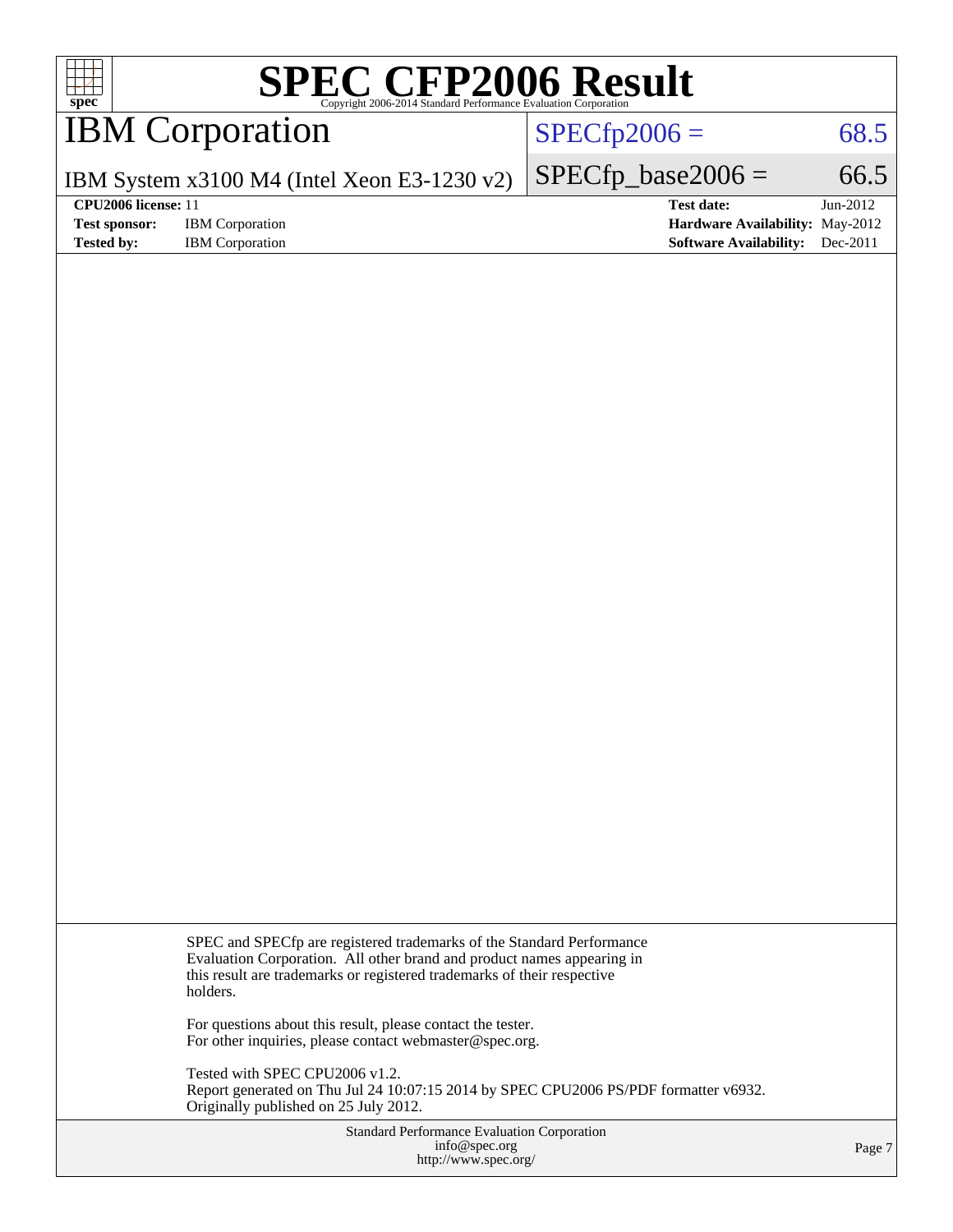SPEC and SPECfp are registered trademarks of the Standard Performance Evaluation Corporation. All other brand and product names appearing in this result are trademarks or registered trademarks of their respective holders.

For questions about this result, please contact the tester.
For other inquiries, please contact webmaster@spec.org.

Tested with SPEC CPU2006 v1.2.
Report generated on Thu Jul 24 10:07:15 2014 by SPEC CPU2006 PS/PDF formatter v6932.
Originally published on 25 July 2012.